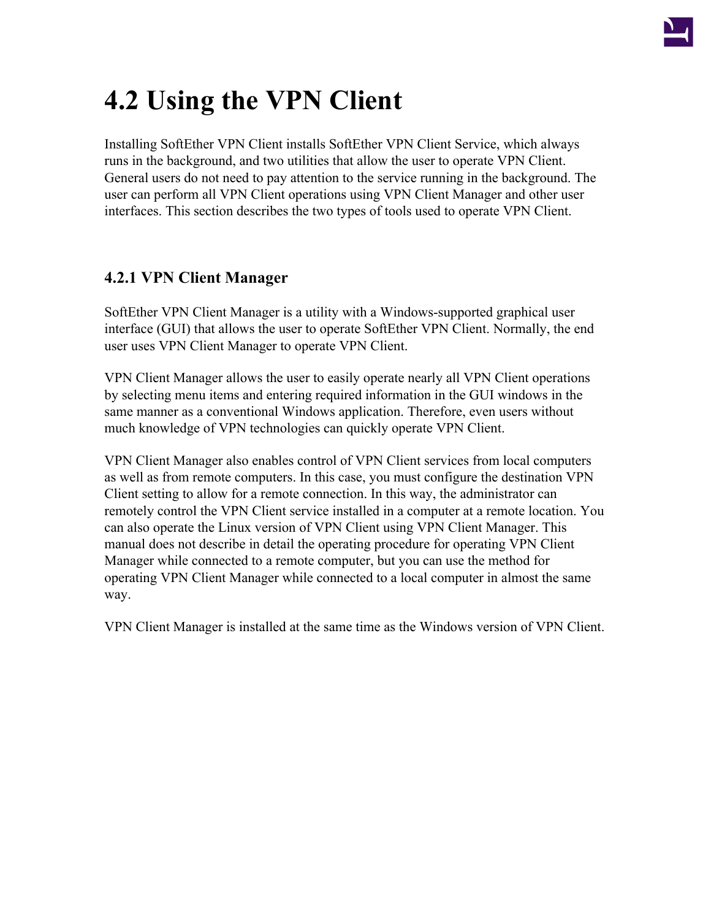# 4.2 Using the VPN Client

Installing SoftEther VPN Client installs SoftEther VPN Client Service, which always runs in the background, and two utilities that allow the user to operate VPN Client. General users do not need to pay attention to the service running in the background. The user can perform all VPN Client operations using VPN Client Manager and other user interfaces. This section describes the two types of tools used to operate VPN Client.

## 4.2.1 VPN Client Manager

SoftEther VPN Client Manager is a utility with a Windows-supported graphical user interface (GUI) that allows the user to operate SoftEther VPN Client. Normally, the end user uses VPN Client Manager to operate VPN Client.

VPN Client Manager allows the user to easily operate nearly all VPN Client operations by selecting menu items and entering required information in the GUI windows in the same manner as a conventional Windows application. Therefore, even users without much knowledge of VPN technologies can quickly operate VPN Client.

VPN Client Manager also enables control of VPN Client services from local computers as well as from remote computers. In this case, you must configure the destination VPN Client setting to allow for a remote connection. In this way, the administrator can remotely control the VPN Client service installed in a computer at a remote location. You can also operate the Linux version of VPN Client using VPN Client Manager. This manual does not describe in detail the operating procedure for operating VPN Client Manager while connected to a remote computer, but you can use the method for operating VPN Client Manager while connected to a local computer in almost the same way.

VPN Client Manager is installed at the same time as the Windows version of VPN Client.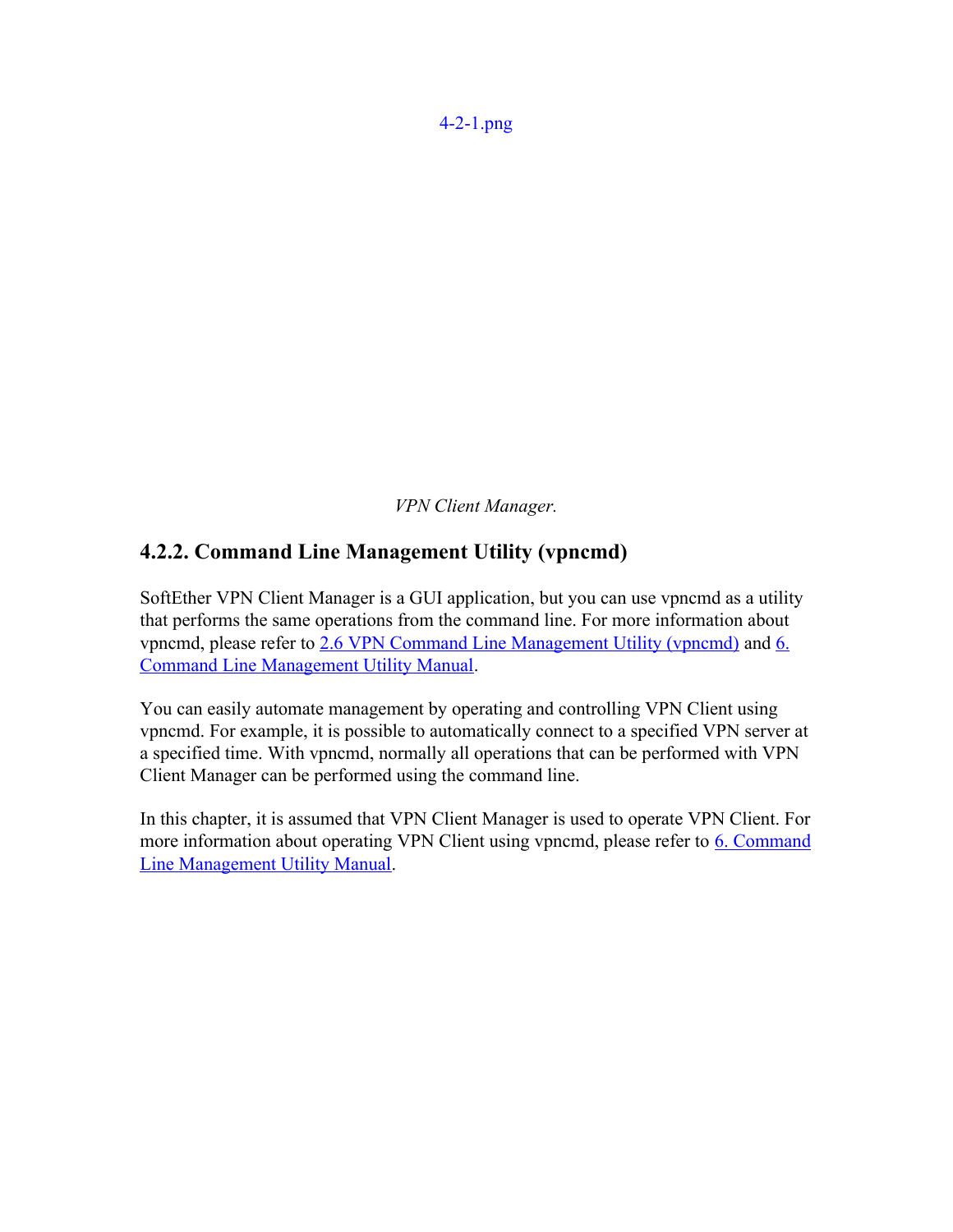4-2-1.png

*VPN Client Manager.*

### 4.2.2. Command Line Management Utility (vpncmd)

SoftEther VPN Client Manager is a GUI application, but you can use vpncmd as a utility that performs the same operations from the command line. For more information about vpncmd, please refer to 2.6 VPN Command Line Management Utility (vpncmd) and 6. Command Line Management Utility Manual.

You can easily automate management by operating and controlling VPN Client using vpncmd. For example, it is possible to automatically connect to a specified VPN server at a specified time. With vpncmd, normally all operations that can be performed with VPN Client Manager can be performed using the command line.

In this chapter, it is assumed that VPN Client Manager is used to operate VPN Client. For more information about operating VPN Client using vpncmd, please refer to 6. Command Line Management Utility Manual.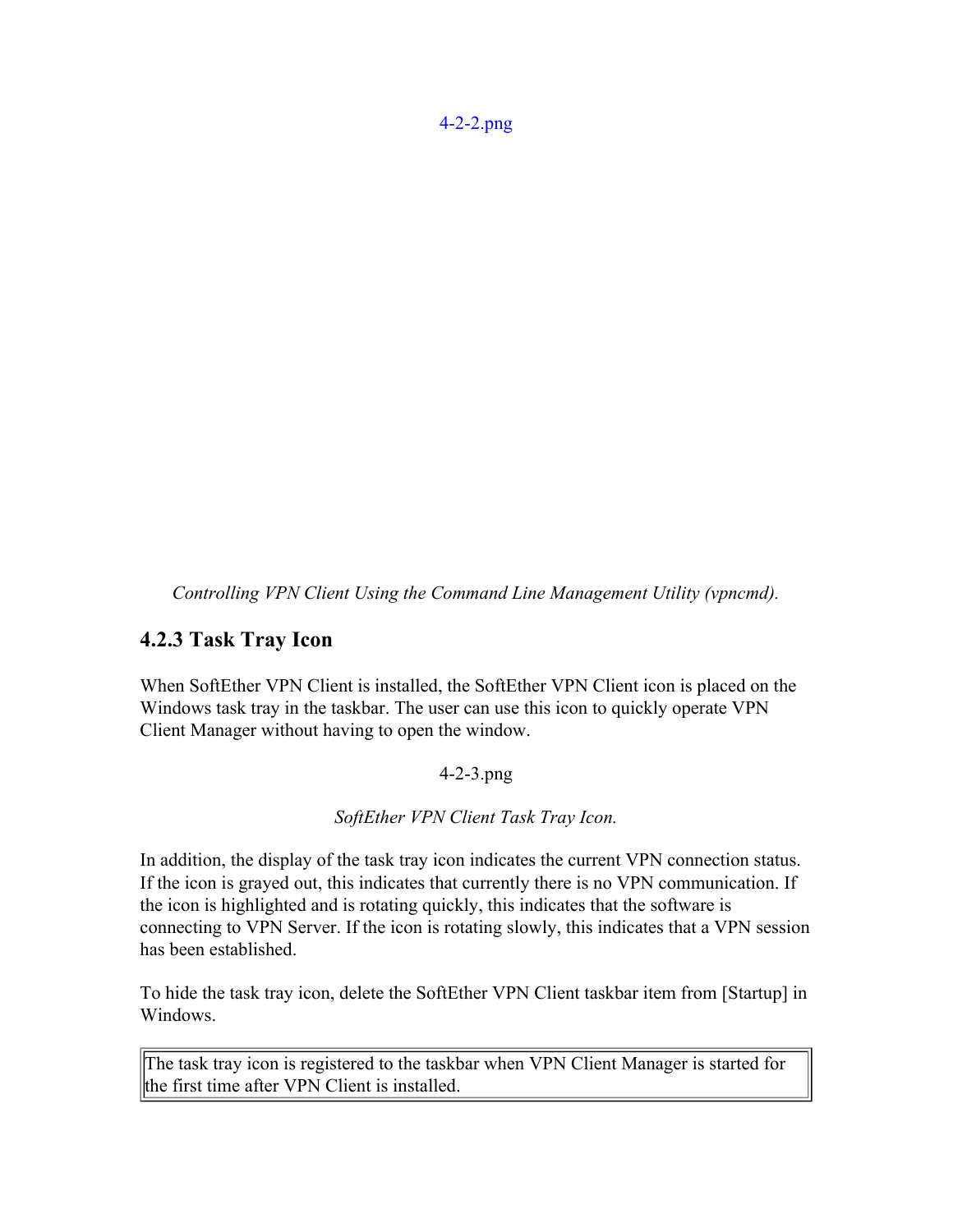4-2-2.png

*Controlling VPN Client Using the Command Line Management Utility (vpncmd).*

### 4.2.3 Task Tray Icon

When SoftEther VPN Client is installed, the SoftEther VPN Client icon is placed on the Windows task tray in the taskbar. The user can use this icon to quickly operate VPN Client Manager without having to open the window.

4-2-3.png

*SoftEther VPN Client Task Tray Icon.*

In addition, the display of the task tray icon indicates the current VPN connection status. If the icon is grayed out, this indicates that currently there is no VPN communication. If the icon is highlighted and is rotating quickly, this indicates that the software is connecting to VPN Server. If the icon is rotating slowly, this indicates that a VPN session has been established.

To hide the task tray icon, delete the SoftEther VPN Client taskbar item from [Startup] in Windows.

| |
|---|
| The task tray icon is registered to the taskbar when VPN Client Manager is started for the first time after VPN Client is installed. |